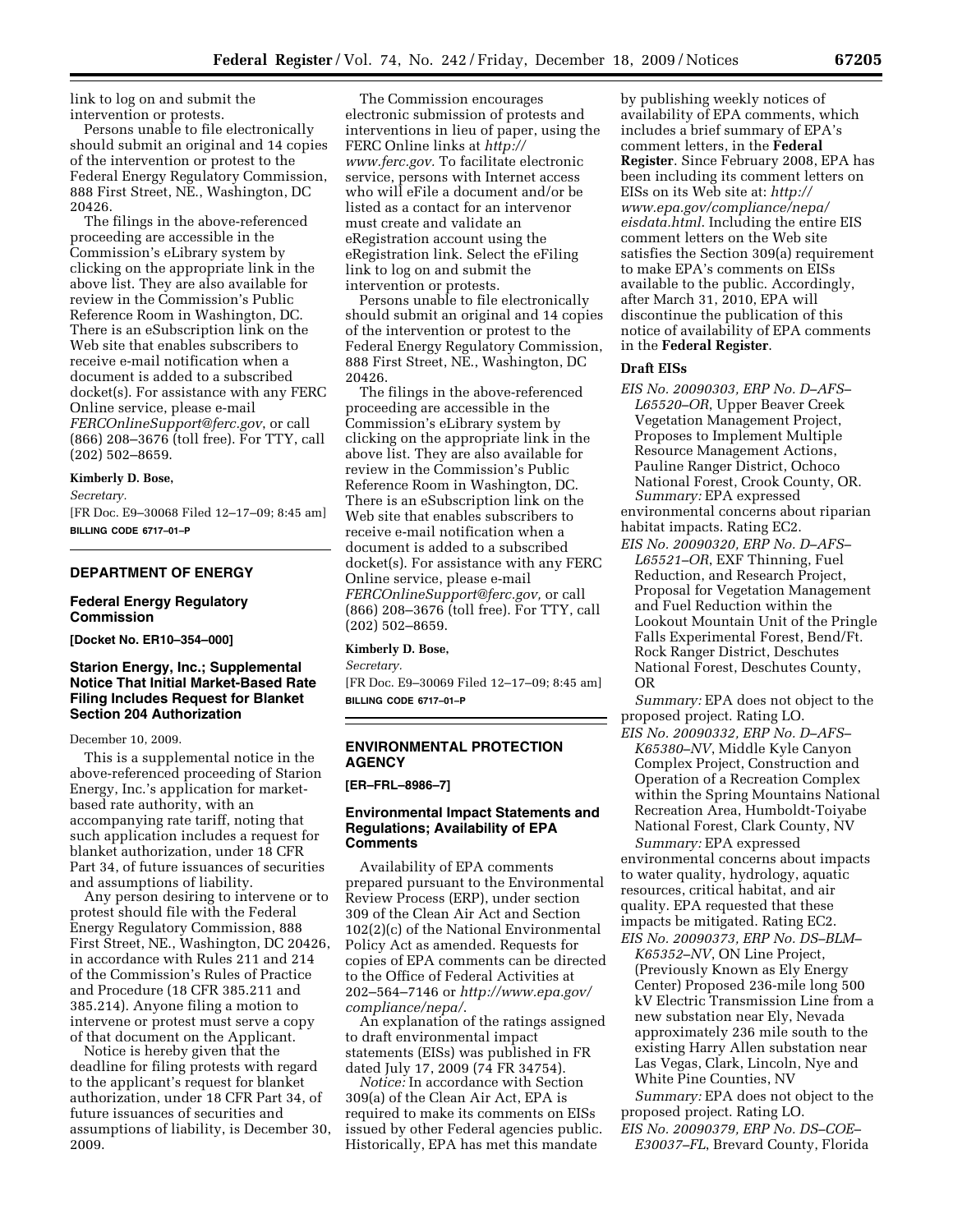link to log on and submit the intervention or protests.

Persons unable to file electronically should submit an original and 14 copies of the intervention or protest to the Federal Energy Regulatory Commission, 888 First Street, NE., Washington, DC 20426.

The filings in the above-referenced proceeding are accessible in the Commission's eLibrary system by clicking on the appropriate link in the above list. They are also available for review in the Commission's Public Reference Room in Washington, DC. There is an eSubscription link on the Web site that enables subscribers to receive e-mail notification when a document is added to a subscribed docket(s). For assistance with any FERC Online service, please e-mail *FERCOnlineSupport@ferc.gov*, or call (866) 208–3676 (toll free). For TTY, call (202) 502–8659.

**Kimberly D. Bose,**

*Secretary.*

[FR Doc. E9–30068 Filed 12–17–09; 8:45 am]

**BILLING CODE 6717–01–P**

## DEPARTMENT OF ENERGY

### Federal Energy Regulatory Commission

**[Docket No. ER10–354–000]**

### Starion Energy, Inc.; Supplemental Notice That Initial Market-Based Rate Filing Includes Request for Blanket Section 204 Authorization

December 10, 2009.

This is a supplemental notice in the above-referenced proceeding of Starion Energy, Inc.'s application for market-based rate authority, with an accompanying rate tariff, noting that such application includes a request for blanket authorization, under 18 CFR Part 34, of future issuances of securities and assumptions of liability.

Any person desiring to intervene or to protest should file with the Federal Energy Regulatory Commission, 888 First Street, NE., Washington, DC 20426, in accordance with Rules 211 and 214 of the Commission's Rules of Practice and Procedure (18 CFR 385.211 and 385.214). Anyone filing a motion to intervene or protest must serve a copy of that document on the Applicant.

Notice is hereby given that the deadline for filing protests with regard to the applicant's request for blanket authorization, under 18 CFR Part 34, of future issuances of securities and assumptions of liability, is December 30, 2009.

The Commission encourages electronic submission of protests and interventions in lieu of paper, using the FERC Online links at *http://www.ferc.gov*. To facilitate electronic service, persons with Internet access who will eFile a document and/or be listed as a contact for an intervenor must create and validate an eRegistration account using the eRegistration link. Select the eFiling link to log on and submit the intervention or protests.

Persons unable to file electronically should submit an original and 14 copies of the intervention or protest to the Federal Energy Regulatory Commission, 888 First Street, NE., Washington, DC 20426.

The filings in the above-referenced proceeding are accessible in the Commission's eLibrary system by clicking on the appropriate link in the above list. They are also available for review in the Commission's Public Reference Room in Washington, DC. There is an eSubscription link on the Web site that enables subscribers to receive e-mail notification when a document is added to a subscribed docket(s). For assistance with any FERC Online service, please e-mail *FERCOnlineSupport@ferc.gov,* or call (866) 208–3676 (toll free). For TTY, call (202) 502–8659.

**Kimberly D. Bose,**

*Secretary.*

[FR Doc. E9–30069 Filed 12–17–09; 8:45 am]

**BILLING CODE 6717–01–P**

## ENVIRONMENTAL PROTECTION AGENCY

**[ER–FRL–8986–7]**

### Environmental Impact Statements and Regulations; Availability of EPA Comments

Availability of EPA comments prepared pursuant to the Environmental Review Process (ERP), under section 309 of the Clean Air Act and Section 102(2)(c) of the National Environmental Policy Act as amended. Requests for copies of EPA comments can be directed to the Office of Federal Activities at 202–564–7146 or *http://www.epa.gov/compliance/nepa/*.

An explanation of the ratings assigned to draft environmental impact statements (EISs) was published in FR dated July 17, 2009 (74 FR 34754).

*Notice:* In accordance with Section 309(a) of the Clean Air Act, EPA is required to make its comments on EISs issued by other Federal agencies public. Historically, EPA has met this mandate by publishing weekly notices of availability of EPA comments, which includes a brief summary of EPA's comment letters, in the **Federal Register**. Since February 2008, EPA has been including its comment letters on EISs on its Web site at: *http://www.epa.gov/compliance/nepa/eisdata.html*. Including the entire EIS comment letters on the Web site satisfies the Section 309(a) requirement to make EPA's comments on EISs available to the public. Accordingly, after March 31, 2010, EPA will discontinue the publication of this notice of availability of EPA comments in the **Federal Register**.

#### Draft EISs

*EIS No. 20090303, ERP No. D–AFS–L65520–OR*, Upper Beaver Creek Vegetation Management Project, Proposes to Implement Multiple Resource Management Actions, Pauline Ranger District, Ochoco National Forest, Crook County, OR.

*Summary:* EPA expressed environmental concerns about riparian habitat impacts. Rating EC2.

*EIS No. 20090320, ERP No. D–AFS–L65521–OR*, EXF Thinning, Fuel Reduction, and Research Project, Proposal for Vegetation Management and Fuel Reduction within the Lookout Mountain Unit of the Pringle Falls Experimental Forest, Bend/Ft. Rock Ranger District, Deschutes National Forest, Deschutes County, OR

*Summary:* EPA does not object to the proposed project. Rating LO.

*EIS No. 20090332, ERP No. D–AFS–K65380–NV*, Middle Kyle Canyon Complex Project, Construction and Operation of a Recreation Complex within the Spring Mountains National Recreation Area, Humboldt-Toiyabe National Forest, Clark County, NV

*Summary:* EPA expressed environmental concerns about impacts to water quality, hydrology, aquatic resources, critical habitat, and air quality. EPA requested that these impacts be mitigated. Rating EC2.

*EIS No. 20090373, ERP No. DS–BLM–K65352–NV*, ON Line Project, (Previously Known as Ely Energy Center) Proposed 236-mile long 500 kV Electric Transmission Line from a new substation near Ely, Nevada approximately 236 mile south to the existing Harry Allen substation near Las Vegas, Clark, Lincoln, Nye and White Pine Counties, NV

*Summary:* EPA does not object to the proposed project. Rating LO.

*EIS No. 20090379, ERP No. DS–COE–E30037–FL*, Brevard County, Florida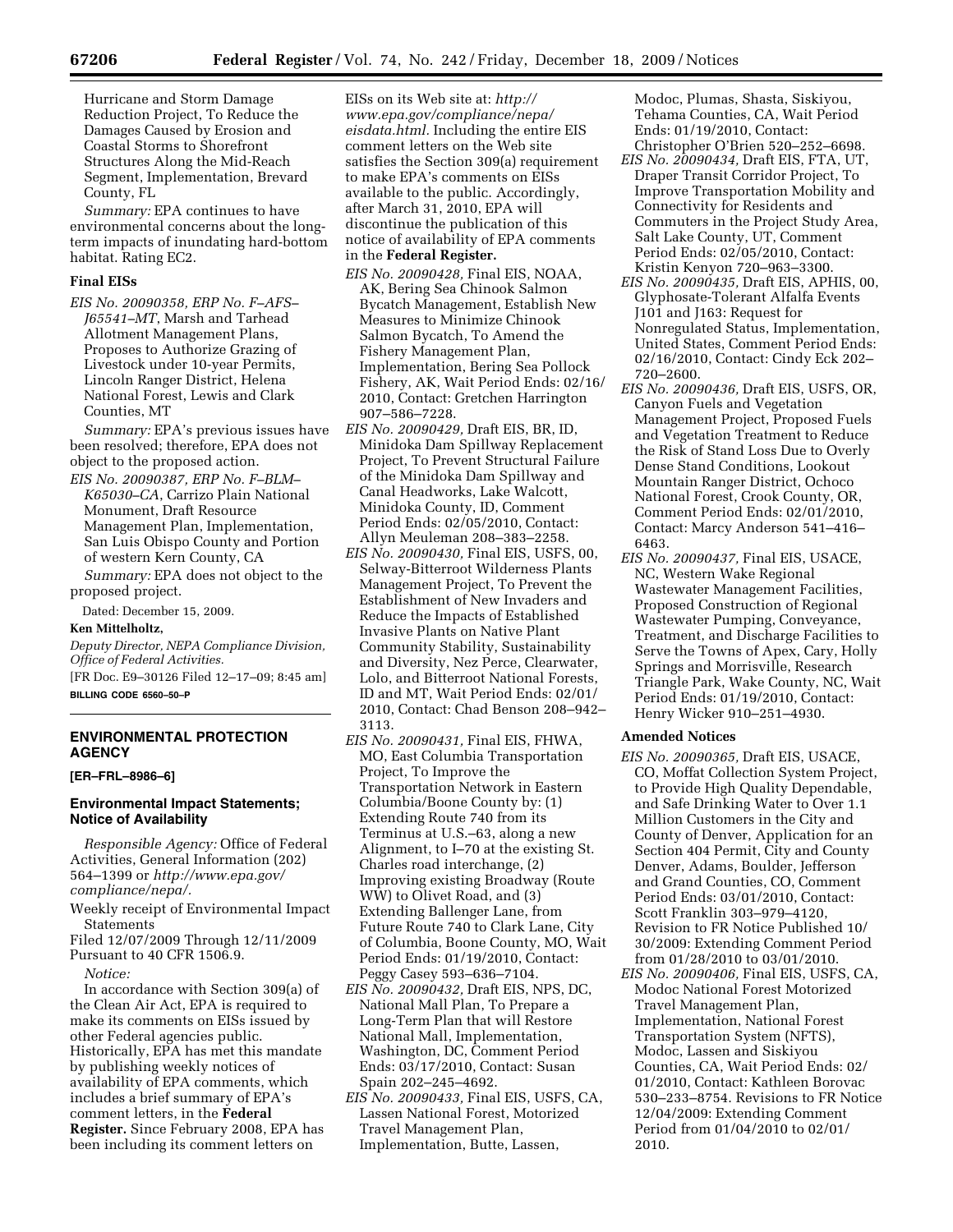Hurricane and Storm Damage Reduction Project, To Reduce the Damages Caused by Erosion and Coastal Storms to Shorefront Structures Along the Mid-Reach Segment, Implementation, Brevard County, FL

*Summary:* EPA continues to have environmental concerns about the long-term impacts of inundating hard-bottom habitat. Rating EC2.

### Final EISs

*EIS No. 20090358, ERP No. F–AFS–J65541–MT*, Marsh and Tarhead Allotment Management Plans, Proposes to Authorize Grazing of Livestock under 10-year Permits, Lincoln Ranger District, Helena National Forest, Lewis and Clark Counties, MT

*Summary:* EPA's previous issues have been resolved; therefore, EPA does not object to the proposed action.

*EIS No. 20090387, ERP No. F–BLM–K65030–CA*, Carrizo Plain National Monument, Draft Resource Management Plan, Implementation, San Luis Obispo County and Portion of western Kern County, CA

*Summary:* EPA does not object to the proposed project.

Dated: December 15, 2009.

**Ken Mittelholtz,**

*Deputy Director, NEPA Compliance Division, Office of Federal Activities.*

[FR Doc. E9–30126 Filed 12–17–09; 8:45 am]

**BILLING CODE 6560–50–P**

## ENVIRONMENTAL PROTECTION AGENCY

**[ER–FRL–8986–6]**

### Environmental Impact Statements; Notice of Availability

*Responsible Agency:* Office of Federal Activities, General Information (202) 564–1399 or *http://www.epa.gov/compliance/nepa/.*

Weekly receipt of Environmental Impact Statements

Filed 12/07/2009 Through 12/11/2009 Pursuant to 40 CFR 1506.9.

*Notice:*

In accordance with Section 309(a) of the Clean Air Act, EPA is required to make its comments on EISs issued by other Federal agencies public. Historically, EPA has met this mandate by publishing weekly notices of availability of EPA comments, which includes a brief summary of EPA's comment letters, in the **Federal Register.** Since February 2008, EPA has been including its comment letters on EISs on its Web site at: *http://www.epa.gov/compliance/nepa/eisdata.html.* Including the entire EIS comment letters on the Web site satisfies the Section 309(a) requirement to make EPA's comments on EISs available to the public. Accordingly, after March 31, 2010, EPA will discontinue the publication of this notice of availability of EPA comments in the **Federal Register.**

*EIS No. 20090428,* Final EIS, NOAA, AK, Bering Sea Chinook Salmon Bycatch Management, Establish New Measures to Minimize Chinook Salmon Bycatch, To Amend the Fishery Management Plan, Implementation, Bering Sea Pollock Fishery, AK, Wait Period Ends: 02/16/2010, Contact: Gretchen Harrington 907–586–7228.

*EIS No. 20090429,* Draft EIS, BR, ID, Minidoka Dam Spillway Replacement Project, To Prevent Structural Failure of the Minidoka Dam Spillway and Canal Headworks, Lake Walcott, Minidoka County, ID, Comment Period Ends: 02/05/2010, Contact: Allyn Meuleman 208–383–2258.

*EIS No. 20090430,* Final EIS, USFS, 00, Selway-Bitterroot Wilderness Plants Management Project, To Prevent the Establishment of New Invaders and Reduce the Impacts of Established Invasive Plants on Native Plant Community Stability, Sustainability and Diversity, Nez Perce, Clearwater, Lolo, and Bitterroot National Forests, ID and MT, Wait Period Ends: 02/01/2010, Contact: Chad Benson 208–942–3113.

*EIS No. 20090431,* Final EIS, FHWA, MO, East Columbia Transportation Project, To Improve the Transportation Network in Eastern Columbia/Boone County by: (1) Extending Route 740 from its Terminus at U.S.–63, along a new Alignment, to I–70 at the existing St. Charles road interchange, (2) Improving existing Broadway (Route WW) to Olivet Road, and (3) Extending Ballenger Lane, from Future Route 740 to Clark Lane, City of Columbia, Boone County, MO, Wait Period Ends: 01/19/2010, Contact: Peggy Casey 593–636–7104.

*EIS No. 20090432,* Draft EIS, NPS, DC, National Mall Plan, To Prepare a Long-Term Plan that will Restore National Mall, Implementation, Washington, DC, Comment Period Ends: 03/17/2010, Contact: Susan Spain 202–245–4692.

*EIS No. 20090433,* Final EIS, USFS, CA, Lassen National Forest, Motorized Travel Management Plan, Implementation, Butte, Lassen, Modoc, Plumas, Shasta, Siskiyou, Tehama Counties, CA, Wait Period Ends: 01/19/2010, Contact: Christopher O'Brien 520–252–6698.

*EIS No. 20090434,* Draft EIS, FTA, UT, Draper Transit Corridor Project, To Improve Transportation Mobility and Connectivity for Residents and Commuters in the Project Study Area, Salt Lake County, UT, Comment Period Ends: 02/05/2010, Contact: Kristin Kenyon 720–963–3300.

*EIS No. 20090435,* Draft EIS, APHIS, 00, Glyphosate-Tolerant Alfalfa Events J101 and J163: Request for Nonregulated Status, Implementation, United States, Comment Period Ends: 02/16/2010, Contact: Cindy Eck 202–720–2600.

*EIS No. 20090436,* Draft EIS, USFS, OR, Canyon Fuels and Vegetation Management Project, Proposed Fuels and Vegetation Treatment to Reduce the Risk of Stand Loss Due to Overly Dense Stand Conditions, Lookout Mountain Ranger District, Ochoco National Forest, Crook County, OR, Comment Period Ends: 02/01/2010, Contact: Marcy Anderson 541–416–6463.

*EIS No. 20090437,* Final EIS, USACE, NC, Western Wake Regional Wastewater Management Facilities, Proposed Construction of Regional Wastewater Pumping, Conveyance, Treatment, and Discharge Facilities to Serve the Towns of Apex, Cary, Holly Springs and Morrisville, Research Triangle Park, Wake County, NC, Wait Period Ends: 01/19/2010, Contact: Henry Wicker 910–251–4930.

### Amended Notices

*EIS No. 20090365,* Draft EIS, USACE, CO, Moffat Collection System Project, to Provide High Quality Dependable, and Safe Drinking Water to Over 1.1 Million Customers in the City and County of Denver, Application for an Section 404 Permit, City and County Denver, Adams, Boulder, Jefferson and Grand Counties, CO, Comment Period Ends: 03/01/2010, Contact: Scott Franklin 303–979–4120, Revision to FR Notice Published 10/30/2009: Extending Comment Period from 01/28/2010 to 03/01/2010.

*EIS No. 20090406,* Final EIS, USFS, CA, Modoc National Forest Motorized Travel Management Plan, Implementation, National Forest Transportation System (NFTS), Modoc, Lassen and Siskiyou Counties, CA, Wait Period Ends: 02/01/2010, Contact: Kathleen Borovac 530–233–8754. Revisions to FR Notice 12/04/2009: Extending Comment Period from 01/04/2010 to 02/01/2010.